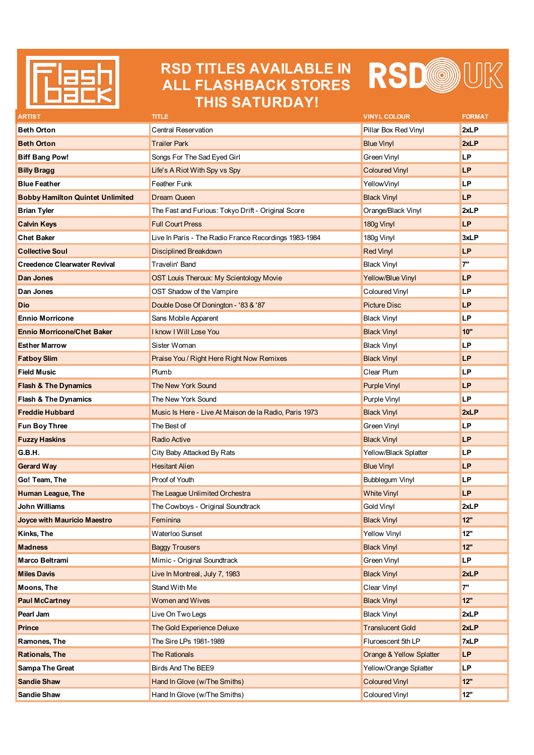# RSD TITLES AVAILABLE IN ALL FLASHBACK STORES THIS SATURDAY!

| ARTIST | TITLE | VINYL COLOUR | FORMAT |
|---|---|---|---|
| **Beth Orton** | Central Reservation | Pillar Box Red Vinyl | **2xLP** |
| **Beth Orton** | Trailer Park | Blue Vinyl | **2xLP** |
| **Biff Bang Pow!** | Songs For The Sad Eyed Girl | Green Vinyl | **LP** |
| **Billy Bragg** | Life's A Riot With Spy vs Spy | Coloured Vinyl | **LP** |
| **Blue Feather** | Feather Funk | YellowVinyl | **LP** |
| **Bobby Hamilton Quintet Unlimited** | Dream Queen | Black Vinyl | **LP** |
| **Brian Tyler** | The Fast and Furious: Tokyo Drift - Original Score | Orange/Black Vinyl | **2xLP** |
| **Calvin Keys** | Full Court Press | 180g Vinyl | **LP** |
| **Chet Baker** | Live In Paris - The Radio France Recordings 1983-1984 | 180g Vinyl | **3xLP** |
| **Collective Soul** | Disciplined Breakdown | Red Vinyl | **LP** |
| **Creedence Clearwater Revival** | Travelin' Band | Black Vinyl | **7"** |
| **Dan Jones** | OST Louis Theroux: My Scientology Movie | Yellow/Blue Vinyl | **LP** |
| **Dan Jones** | OST Shadow of the Vampire | Coloured Vinyl | **LP** |
| **Dio** | Double Dose Of Donington - '83 & '87 | Picture Disc | **LP** |
| **Ennio Morricone** | Sans Mobile Apparent | Black Vinyl | **LP** |
| **Ennio Morricone/Chet Baker** | I know I Will Lose You | Black Vinyl | **10"** |
| **Esther Marrow** | Sister Woman | Black Vinyl | **LP** |
| **Fatboy Slim** | Praise You / Right Here Right Now Remixes | Black Vinyl | **LP** |
| **Field Music** | Plumb | Clear Plum | **LP** |
| **Flash & The Dynamics** | The New York Sound | Purple Vinyl | **LP** |
| **Flash & The Dynamics** | The New York Sound | Purple Vinyl | **LP** |
| **Freddie Hubbard** | Music Is Here - Live At Maison de la Radio, Paris 1973 | Black Vinyl | **2xLP** |
| **Fun Boy Three** | The Best of | Green Vinyl | **LP** |
| **Fuzzy Haskins** | Radio Active | Black Vinyl | **LP** |
| **G.B.H.** | City Baby Attacked By Rats | Yellow/Black Splatter | **LP** |
| **Gerard Way** | Hesitant Alien | Blue Vinyl | **LP** |
| **Go! Team, The** | Proof of Youth | Bubblegum Vinyl | **LP** |
| **Human League, The** | The League Unlimited Orchestra | White Vinyl | **LP** |
| **John Williams** | The Cowboys - Original Soundtrack | Gold Vinyl | **2xLP** |
| **Joyce with Mauricio Maestro** | Feminina | Black Vinyl | **12"** |
| **Kinks, The** | Waterloo Sunset | Yellow Vinyl | **12"** |
| **Madness** | Baggy Trousers | Black Vinyl | **12"** |
| **Marco Beltrami** | Mimic - Original Soundtrack | Green Vinyl | **LP** |
| **Miles Davis** | Live In Montreal, July 7, 1983 | Black Vinyl | **2xLP** |
| **Moons, The** | Stand With Me | Clear Vinyl | **7"** |
| **Paul McCartney** | Women and Wives | Black Vinyl | **12"** |
| **Pearl Jam** | Live On Two Legs | Black Vinyl | **2xLP** |
| **Prince** | The Gold Experience Deluxe | Translucent Gold | **2xLP** |
| **Ramones, The** | The Sire LPs 1981-1989 | Fluroescent 5th LP | **7xLP** |
| **Rationals, The** | The Rationals | Orange & Yellow Splatter | **LP** |
| **Sampa The Great** | Birds And The BEE9 | Yellow/Orange Splatter | **LP** |
| **Sandie Shaw** | Hand In Glove (w/The Smiths) | Coloured Vinyl | **12"** |
| **Sandie Shaw** | Hand In Glove (w/The Smiths) | Coloured Vinyl | **12"** |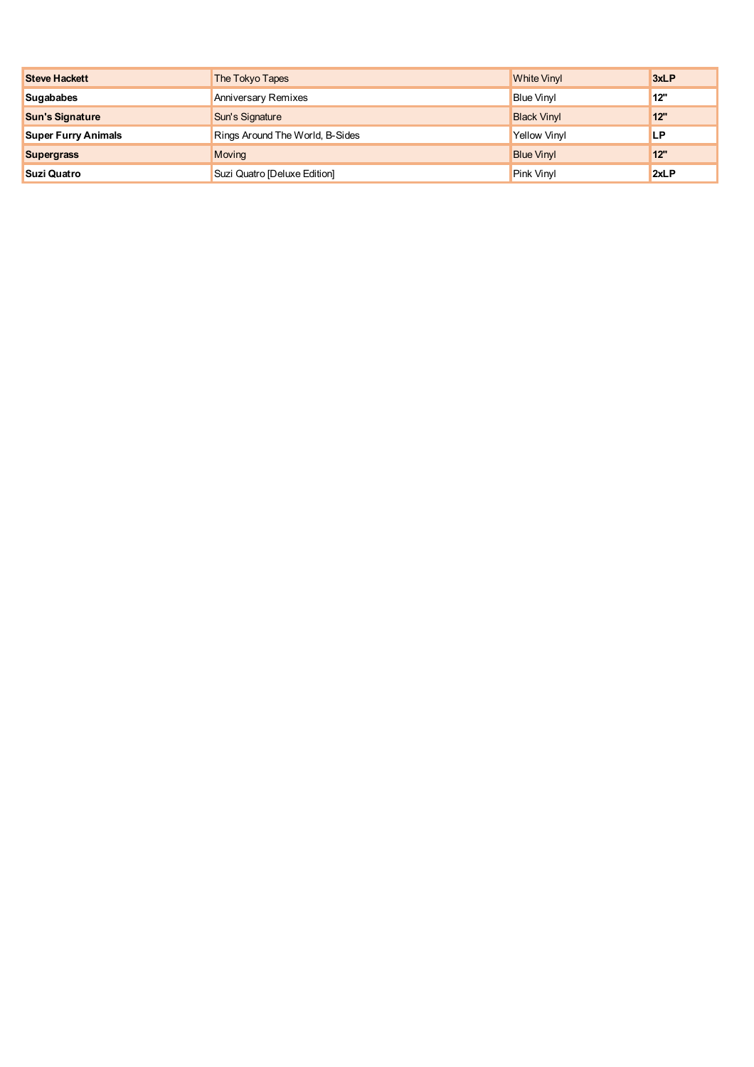| | | | |
|---|---|---|---|
| **Steve Hackett** | The Tokyo Tapes | White Vinyl | **3xLP** |
| **Sugababes** | Anniversary Remixes | Blue Vinyl | **12"** |
| **Sun's Signature** | Sun's Signature | Black Vinyl | **12"** |
| **Super Furry Animals** | Rings Around The World, B-Sides | Yellow Vinyl | **LP** |
| **Supergrass** | Moving | Blue Vinyl | **12"** |
| **Suzi Quatro** | Suzi Quatro [Deluxe Edition] | Pink Vinyl | **2xLP** |